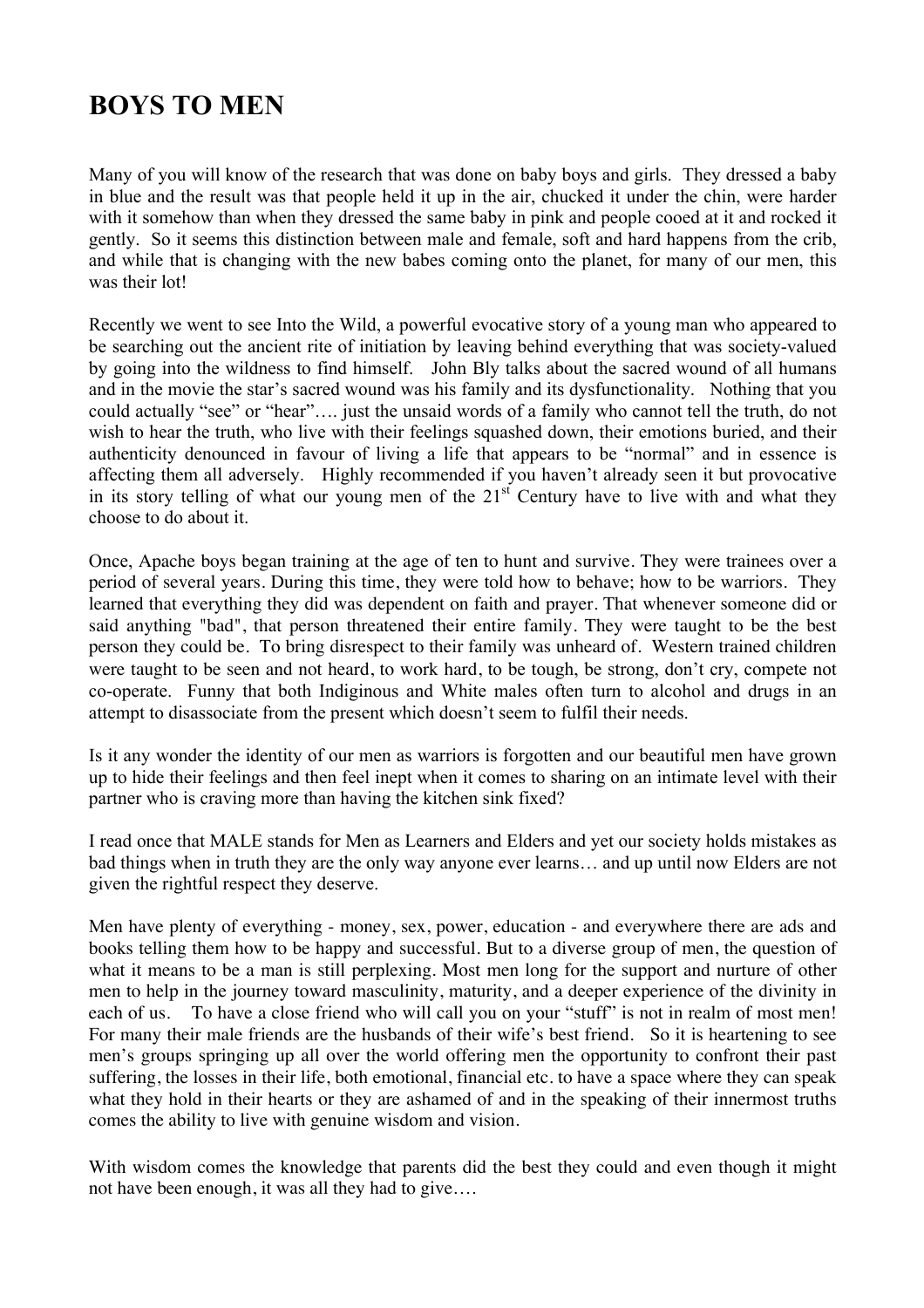# BOYS TO MEN

Many of you will know of the research that was done on baby boys and girls. They dressed a baby in blue and the result was that people held it up in the air, chucked it under the chin, were harder with it somehow than when they dressed the same baby in pink and people cooed at it and rocked it gently. So it seems this distinction between male and female, soft and hard happens from the crib, and while that is changing with the new babes coming onto the planet, for many of our men, this was their lot!

Recently we went to see Into the Wild, a powerful evocative story of a young man who appeared to be searching out the ancient rite of initiation by leaving behind everything that was society-valued by going into the wildness to find himself. John Bly talks about the sacred wound of all humans and in the movie the star's sacred wound was his family and its dysfunctionality. Nothing that you could actually "see" or "hear"…. just the unsaid words of a family who cannot tell the truth, do not wish to hear the truth, who live with their feelings squashed down, their emotions buried, and their authenticity denounced in favour of living a life that appears to be "normal" and in essence is affecting them all adversely. Highly recommended if you haven't already seen it but provocative in its story telling of what our young men of the 21st Century have to live with and what they choose to do about it.

Once, Apache boys began training at the age of ten to hunt and survive. They were trainees over a period of several years. During this time, they were told how to behave; how to be warriors. They learned that everything they did was dependent on faith and prayer. That whenever someone did or said anything "bad", that person threatened their entire family. They were taught to be the best person they could be. To bring disrespect to their family was unheard of. Western trained children were taught to be seen and not heard, to work hard, to be tough, be strong, don't cry, compete not co-operate. Funny that both Indiginous and White males often turn to alcohol and drugs in an attempt to disassociate from the present which doesn't seem to fulfil their needs.

Is it any wonder the identity of our men as warriors is forgotten and our beautiful men have grown up to hide their feelings and then feel inept when it comes to sharing on an intimate level with their partner who is craving more than having the kitchen sink fixed?

I read once that MALE stands for Men as Learners and Elders and yet our society holds mistakes as bad things when in truth they are the only way anyone ever learns… and up until now Elders are not given the rightful respect they deserve.

Men have plenty of everything - money, sex, power, education - and everywhere there are ads and books telling them how to be happy and successful. But to a diverse group of men, the question of what it means to be a man is still perplexing. Most men long for the support and nurture of other men to help in the journey toward masculinity, maturity, and a deeper experience of the divinity in each of us. To have a close friend who will call you on your "stuff" is not in realm of most men! For many their male friends are the husbands of their wife's best friend. So it is heartening to see men's groups springing up all over the world offering men the opportunity to confront their past suffering, the losses in their life, both emotional, financial etc. to have a space where they can speak what they hold in their hearts or they are ashamed of and in the speaking of their innermost truths comes the ability to live with genuine wisdom and vision.

With wisdom comes the knowledge that parents did the best they could and even though it might not have been enough, it was all they had to give….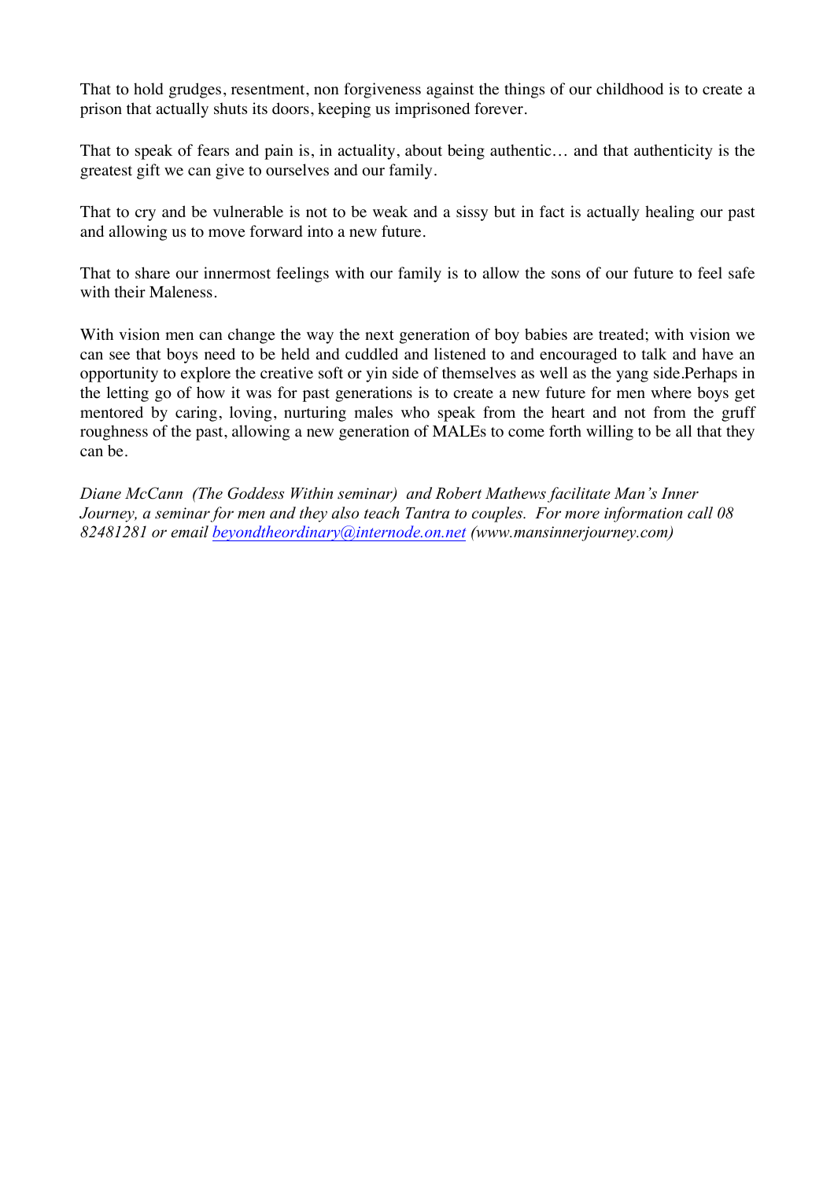That to hold grudges, resentment, non forgiveness against the things of our childhood is to create a prison that actually shuts its doors, keeping us imprisoned forever.

That to speak of fears and pain is, in actuality, about being authentic… and that authenticity is the greatest gift we can give to ourselves and our family.

That to cry and be vulnerable is not to be weak and a sissy but in fact is actually healing our past and allowing us to move forward into a new future.

That to share our innermost feelings with our family is to allow the sons of our future to feel safe with their Maleness.

With vision men can change the way the next generation of boy babies are treated; with vision we can see that boys need to be held and cuddled and listened to and encouraged to talk and have an opportunity to explore the creative soft or yin side of themselves as well as the yang side.Perhaps in the letting go of how it was for past generations is to create a new future for men where boys get mentored by caring, loving, nurturing males who speak from the heart and not from the gruff roughness of the past, allowing a new generation of MALEs to come forth willing to be all that they can be.

*Diane McCann (The Goddess Within seminar) and Robert Mathews facilitate Man's Inner Journey, a seminar for men and they also teach Tantra to couples. For more information call 08 82481281 or email [beyondtheordinary@internode.on.net](mailto:beyondtheordinary@internode.on.net) (www.mansinnerjourney.com)*